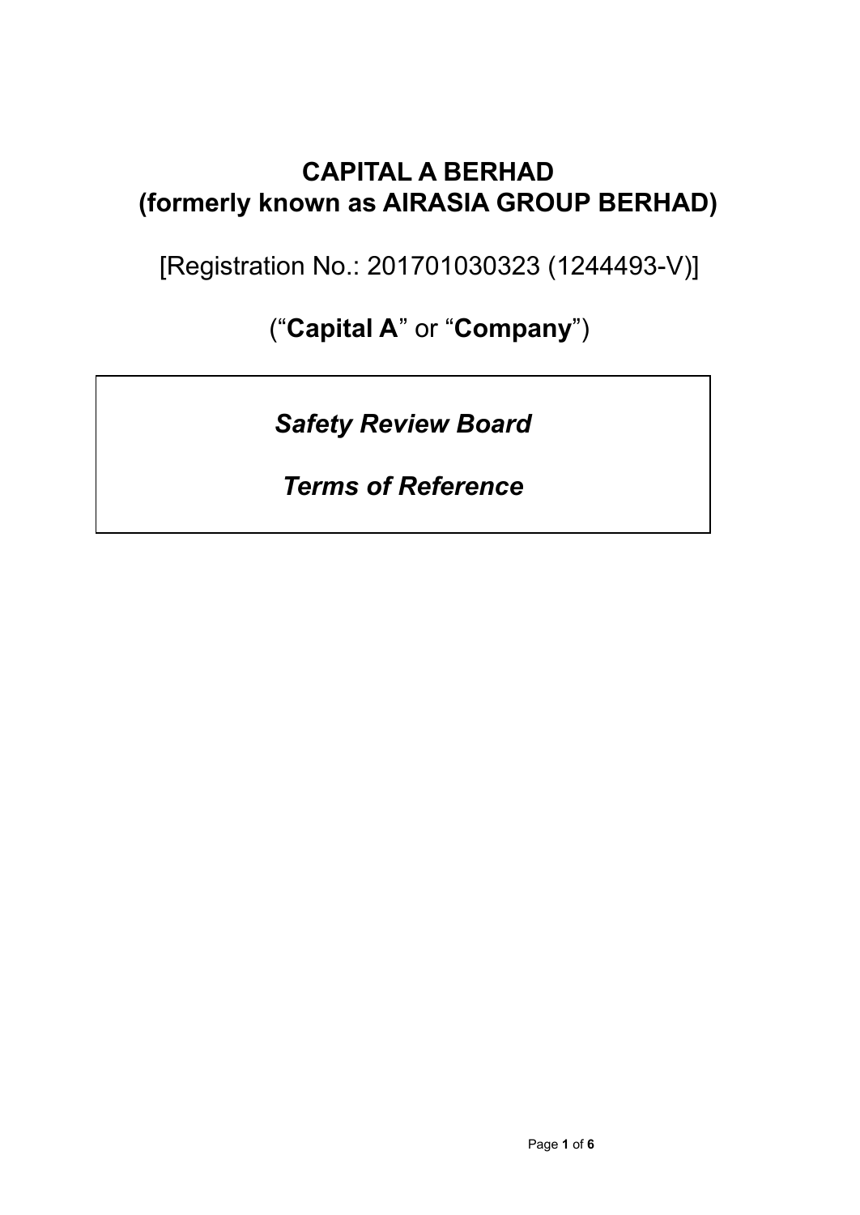# CAPITAL A BERHAD
# (formerly known as AIRASIA GROUP BERHAD)

[Registration No.: 201701030323 (1244493-V)]

(“**Capital A**” or “**Company**”)

## *Safety Review Board*

## *Terms of Reference*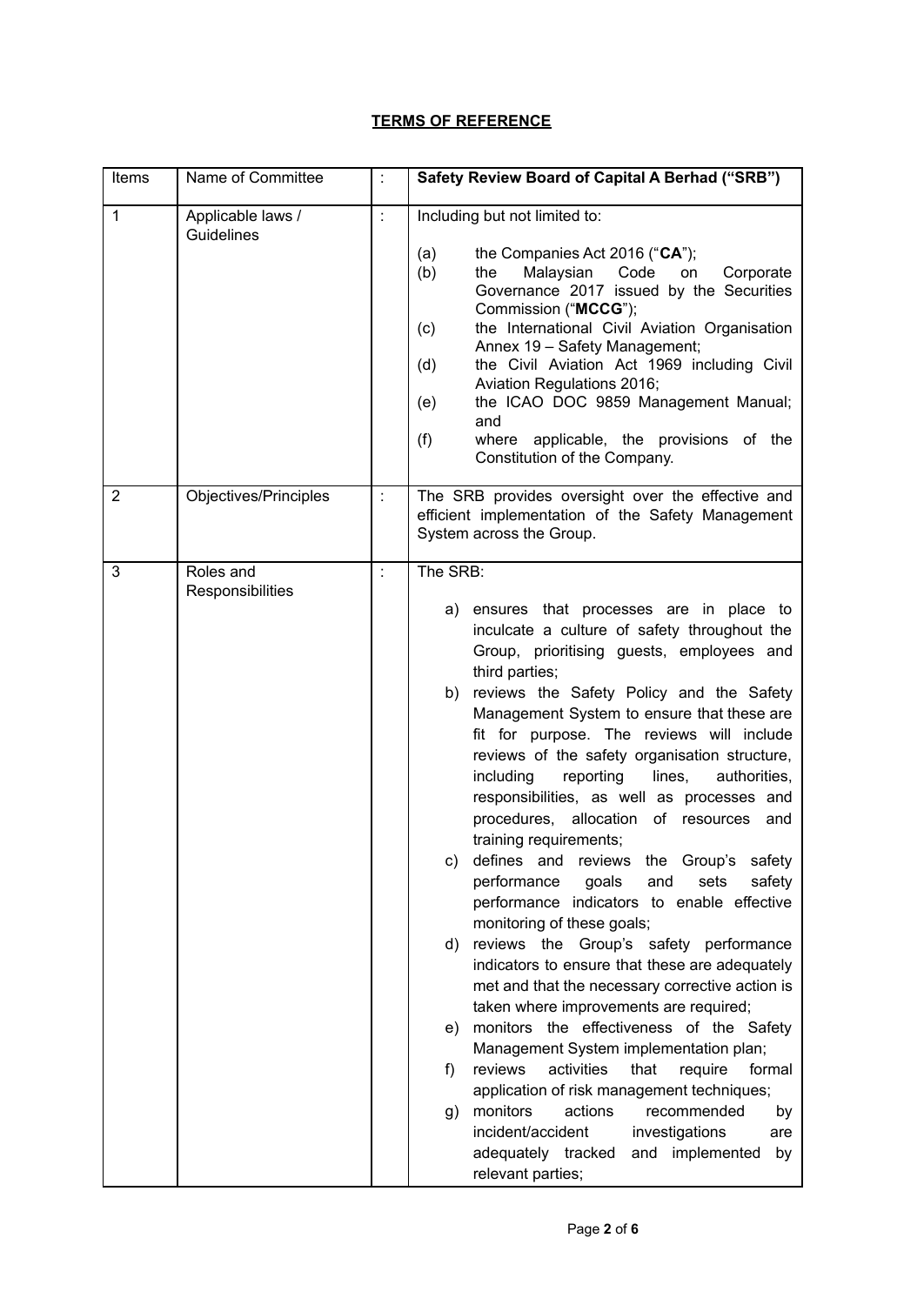**TERMS OF REFERENCE**

| Items | Name of Committee | : | **Safety Review Board of Capital A Berhad ("SRB")** |
|---|---|---|---|
| 1 | Applicable laws / Guidelines | : | Including but not limited to:<br><br>(a) the Companies Act 2016 ("**CA**");<br>(b) the Malaysian Code on Corporate Governance 2017 issued by the Securities Commission ("**MCCG**");<br>(c) the International Civil Aviation Organisation Annex 19 – Safety Management;<br>(d) the Civil Aviation Act 1969 including Civil Aviation Regulations 2016;<br>(e) the ICAO DOC 9859 Management Manual; and<br>(f) where applicable, the provisions of the Constitution of the Company. |
| 2 | Objectives/Principles | : | The SRB provides oversight over the effective and efficient implementation of the Safety Management System across the Group. |
| 3 | Roles and Responsibilities | : | The SRB:<br><br>a) ensures that processes are in place to inculcate a culture of safety throughout the Group, prioritising guests, employees and third parties;<br>b) reviews the Safety Policy and the Safety Management System to ensure that these are fit for purpose. The reviews will include reviews of the safety organisation structure, including reporting lines, authorities, responsibilities, as well as processes and procedures, allocation of resources and training requirements;<br>c) defines and reviews the Group's safety performance goals and sets safety performance indicators to enable effective monitoring of these goals;<br>d) reviews the Group's safety performance indicators to ensure that these are adequately met and that the necessary corrective action is taken where improvements are required;<br>e) monitors the effectiveness of the Safety Management System implementation plan;<br>f) reviews activities that require formal application of risk management techniques;<br>g) monitors actions recommended by incident/accident investigations are adequately tracked and implemented by relevant parties; |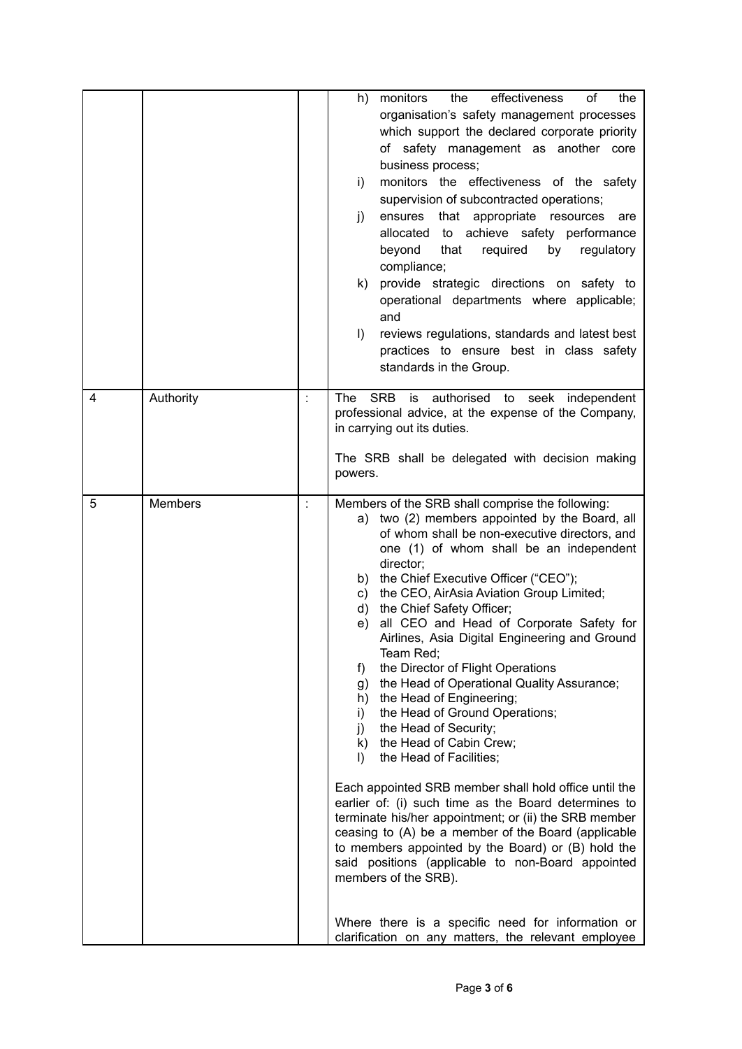| | | | |
|---|---|---|---|
| | | | h) monitors the effectiveness of the organisation's safety management processes which support the declared corporate priority of safety management as another core business process;<br>i) monitors the effectiveness of the safety supervision of subcontracted operations;<br>j) ensures that appropriate resources are allocated to achieve safety performance beyond that required by regulatory compliance;<br>k) provide strategic directions on safety to operational departments where applicable; and<br>l) reviews regulations, standards and latest best practices to ensure best in class safety standards in the Group. |
| 4 | Authority | : | The SRB is authorised to seek independent professional advice, at the expense of the Company, in carrying out its duties.<br><br>The SRB shall be delegated with decision making powers. |
| 5 | Members | : | Members of the SRB shall comprise the following:<br>a) two (2) members appointed by the Board, all of whom shall be non-executive directors, and one (1) of whom shall be an independent director;<br>b) the Chief Executive Officer ("CEO");<br>c) the CEO, AirAsia Aviation Group Limited;<br>d) the Chief Safety Officer;<br>e) all CEO and Head of Corporate Safety for Airlines, Asia Digital Engineering and Ground Team Red;<br>f) the Director of Flight Operations<br>g) the Head of Operational Quality Assurance;<br>h) the Head of Engineering;<br>i) the Head of Ground Operations;<br>j) the Head of Security;<br>k) the Head of Cabin Crew;<br>l) the Head of Facilities;<br><br>Each appointed SRB member shall hold office until the earlier of: (i) such time as the Board determines to terminate his/her appointment; or (ii) the SRB member ceasing to (A) be a member of the Board (applicable to members appointed by the Board) or (B) hold the said positions (applicable to non-Board appointed members of the SRB).<br><br>Where there is a specific need for information or clarification on any matters, the relevant employee |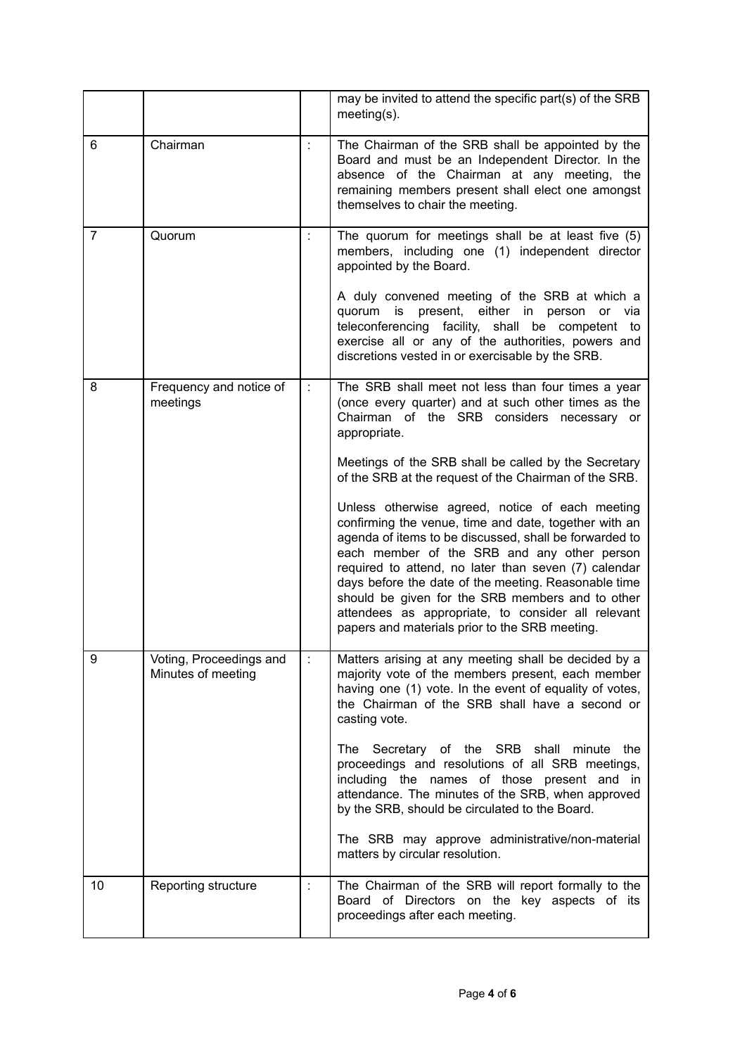| | | | |
|---|---|---|---|
| | | | may be invited to attend the specific part(s) of the SRB meeting(s). |
| 6 | Chairman | : | The Chairman of the SRB shall be appointed by the Board and must be an Independent Director. In the absence of the Chairman at any meeting, the remaining members present shall elect one amongst themselves to chair the meeting. |
| 7 | Quorum | : | The quorum for meetings shall be at least five (5) members, including one (1) independent director appointed by the Board.<br><br>A duly convened meeting of the SRB at which a quorum is present, either in person or via teleconferencing facility, shall be competent to exercise all or any of the authorities, powers and discretions vested in or exercisable by the SRB. |
| 8 | Frequency and notice of meetings | : | The SRB shall meet not less than four times a year (once every quarter) and at such other times as the Chairman of the SRB considers necessary or appropriate.<br><br>Meetings of the SRB shall be called by the Secretary of the SRB at the request of the Chairman of the SRB.<br><br>Unless otherwise agreed, notice of each meeting confirming the venue, time and date, together with an agenda of items to be discussed, shall be forwarded to each member of the SRB and any other person required to attend, no later than seven (7) calendar days before the date of the meeting. Reasonable time should be given for the SRB members and to other attendees as appropriate, to consider all relevant papers and materials prior to the SRB meeting. |
| 9 | Voting, Proceedings and Minutes of meeting | : | Matters arising at any meeting shall be decided by a majority vote of the members present, each member having one (1) vote. In the event of equality of votes, the Chairman of the SRB shall have a second or casting vote.<br><br>The Secretary of the SRB shall minute the proceedings and resolutions of all SRB meetings, including the names of those present and in attendance. The minutes of the SRB, when approved by the SRB, should be circulated to the Board.<br><br>The SRB may approve administrative/non-material matters by circular resolution. |
| 10 | Reporting structure | : | The Chairman of the SRB will report formally to the Board of Directors on the key aspects of its proceedings after each meeting. |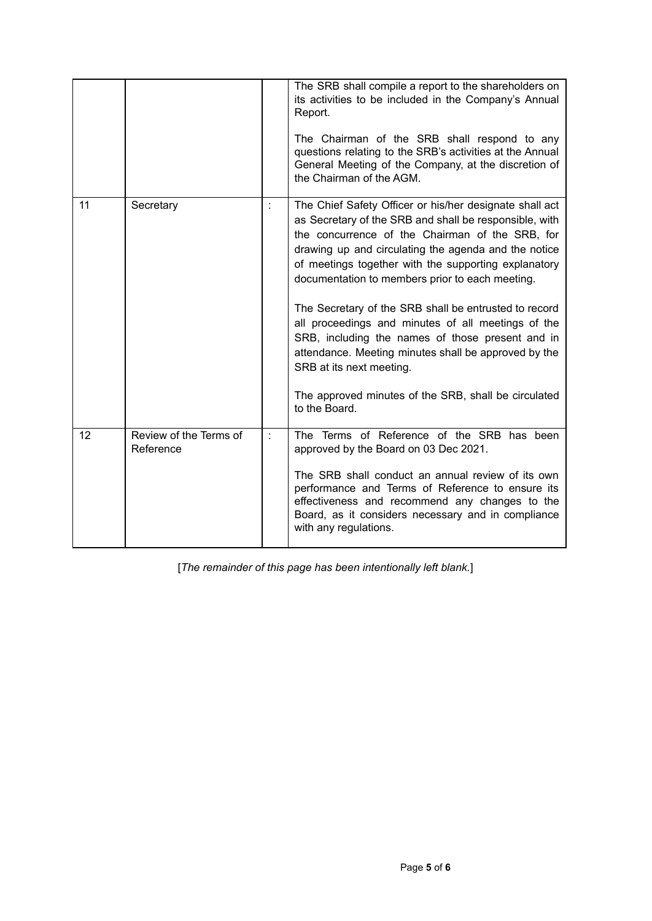| | | | |
|---|---|---|---|
| | | | The SRB shall compile a report to the shareholders on its activities to be included in the Company's Annual Report.<br><br>The Chairman of the SRB shall respond to any questions relating to the SRB's activities at the Annual General Meeting of the Company, at the discretion of the Chairman of the AGM. |
| 11 | Secretary | : | The Chief Safety Officer or his/her designate shall act as Secretary of the SRB and shall be responsible, with the concurrence of the Chairman of the SRB, for drawing up and circulating the agenda and the notice of meetings together with the supporting explanatory documentation to members prior to each meeting.<br><br>The Secretary of the SRB shall be entrusted to record all proceedings and minutes of all meetings of the SRB, including the names of those present and in attendance. Meeting minutes shall be approved by the SRB at its next meeting.<br><br>The approved minutes of the SRB, shall be circulated to the Board. |
| 12 | Review of the Terms of Reference | : | The Terms of Reference of the SRB has been approved by the Board on 03 Dec 2021.<br><br>The SRB shall conduct an annual review of its own performance and Terms of Reference to ensure its effectiveness and recommend any changes to the Board, as it considers necessary and in compliance with any regulations. |

[*The remainder of this page has been intentionally left blank.*]